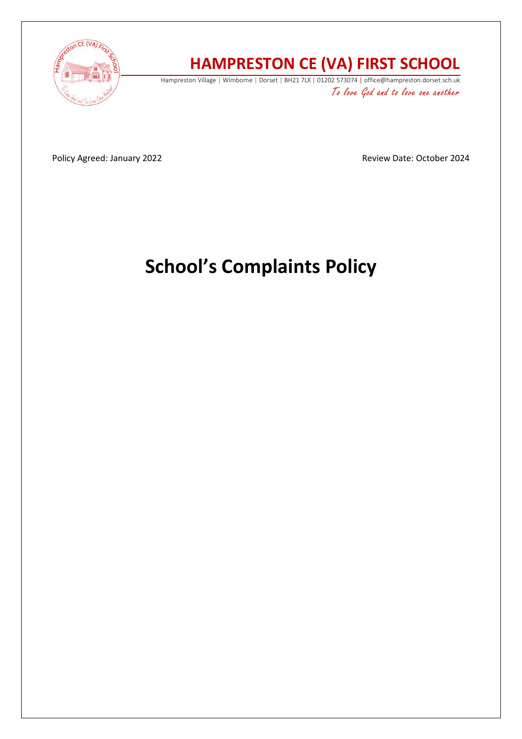# HAMPRESTON CE (VA) FIRST SCHOOL

Hampreston Village | Wimborne | Dorset | BH21 7LX | 01202 573074 | office@hampreston.dorset.sch.uk

*To love God and to love one another*

Policy Agreed: January 2022 Review Date: October 2024

# School's Complaints Policy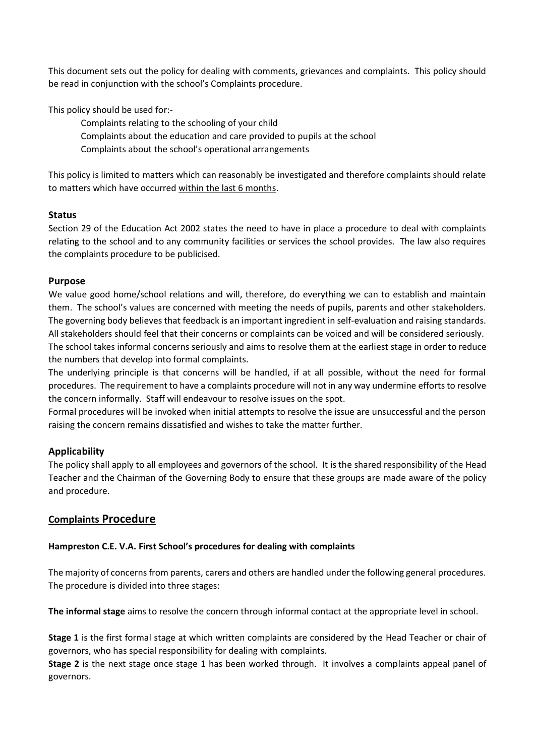This document sets out the policy for dealing with comments, grievances and complaints. This policy should be read in conjunction with the school's Complaints procedure.

This policy should be used for:-

Complaints relating to the schooling of your child
Complaints about the education and care provided to pupils at the school
Complaints about the school's operational arrangements

This policy is limited to matters which can reasonably be investigated and therefore complaints should relate to matters which have occurred within the last 6 months.

## Status

Section 29 of the Education Act 2002 states the need to have in place a procedure to deal with complaints relating to the school and to any community facilities or services the school provides. The law also requires the complaints procedure to be publicised.

## Purpose

We value good home/school relations and will, therefore, do everything we can to establish and maintain them. The school's values are concerned with meeting the needs of pupils, parents and other stakeholders. The governing body believes that feedback is an important ingredient in self-evaluation and raising standards. All stakeholders should feel that their concerns or complaints can be voiced and will be considered seriously. The school takes informal concerns seriously and aims to resolve them at the earliest stage in order to reduce the numbers that develop into formal complaints.

The underlying principle is that concerns will be handled, if at all possible, without the need for formal procedures. The requirement to have a complaints procedure will not in any way undermine efforts to resolve the concern informally. Staff will endeavour to resolve issues on the spot.

Formal procedures will be invoked when initial attempts to resolve the issue are unsuccessful and the person raising the concern remains dissatisfied and wishes to take the matter further.

## Applicability

The policy shall apply to all employees and governors of the school. It is the shared responsibility of the Head Teacher and the Chairman of the Governing Body to ensure that these groups are made aware of the policy and procedure.

## Complaints Procedure

**Hampreston C.E. V.A. First School's procedures for dealing with complaints**

The majority of concerns from parents, carers and others are handled under the following general procedures. The procedure is divided into three stages:

**The informal stage** aims to resolve the concern through informal contact at the appropriate level in school.

**Stage 1** is the first formal stage at which written complaints are considered by the Head Teacher or chair of governors, who has special responsibility for dealing with complaints.

**Stage 2** is the next stage once stage 1 has been worked through. It involves a complaints appeal panel of governors.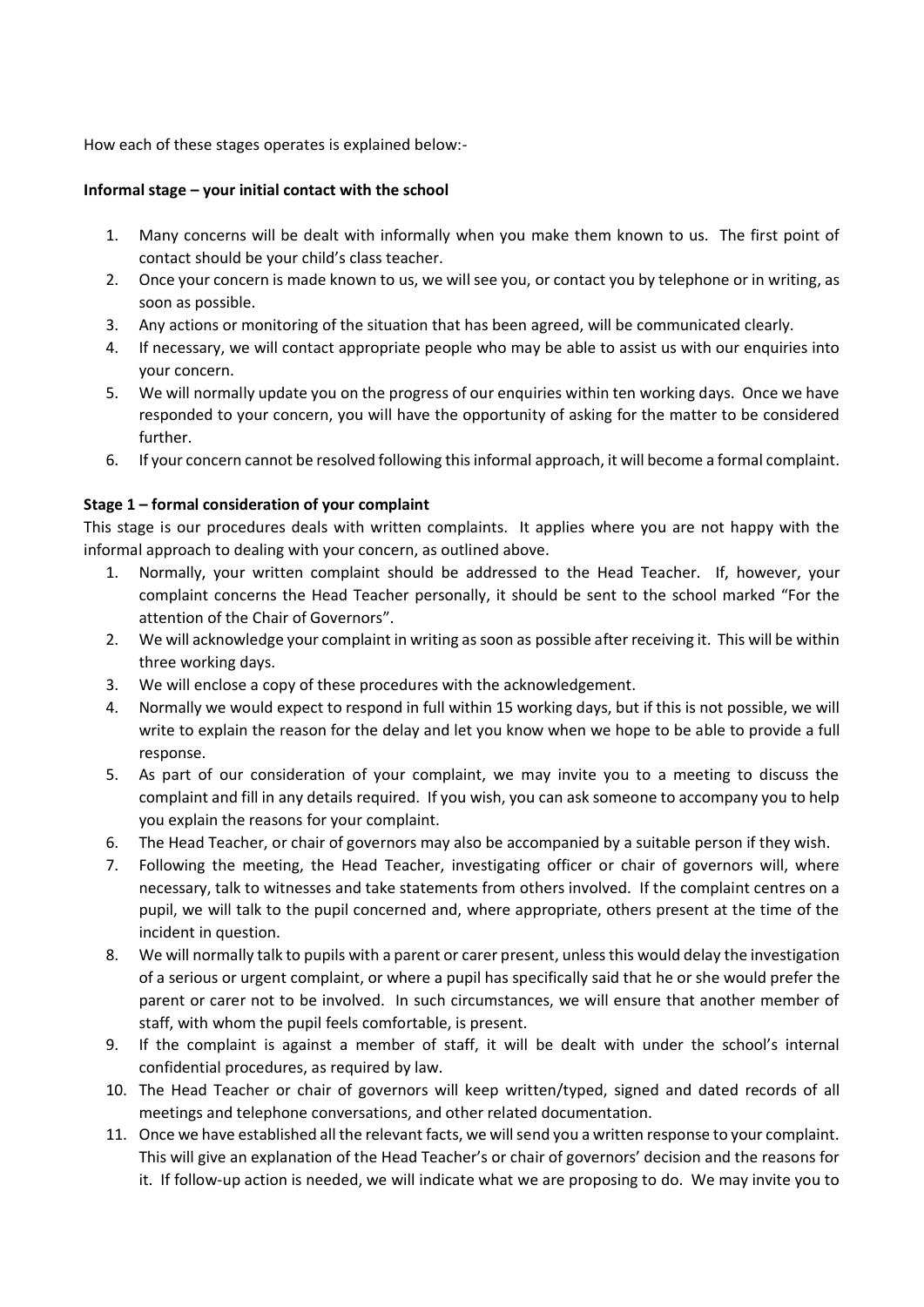How each of these stages operates is explained below:-

**Informal stage – your initial contact with the school**

1. Many concerns will be dealt with informally when you make them known to us. The first point of contact should be your child's class teacher.
2. Once your concern is made known to us, we will see you, or contact you by telephone or in writing, as soon as possible.
3. Any actions or monitoring of the situation that has been agreed, will be communicated clearly.
4. If necessary, we will contact appropriate people who may be able to assist us with our enquiries into your concern.
5. We will normally update you on the progress of our enquiries within ten working days. Once we have responded to your concern, you will have the opportunity of asking for the matter to be considered further.
6. If your concern cannot be resolved following this informal approach, it will become a formal complaint.

**Stage 1 – formal consideration of your complaint**

This stage is our procedures deals with written complaints. It applies where you are not happy with the informal approach to dealing with your concern, as outlined above.

1. Normally, your written complaint should be addressed to the Head Teacher. If, however, your complaint concerns the Head Teacher personally, it should be sent to the school marked "For the attention of the Chair of Governors".
2. We will acknowledge your complaint in writing as soon as possible after receiving it. This will be within three working days.
3. We will enclose a copy of these procedures with the acknowledgement.
4. Normally we would expect to respond in full within 15 working days, but if this is not possible, we will write to explain the reason for the delay and let you know when we hope to be able to provide a full response.
5. As part of our consideration of your complaint, we may invite you to a meeting to discuss the complaint and fill in any details required. If you wish, you can ask someone to accompany you to help you explain the reasons for your complaint.
6. The Head Teacher, or chair of governors may also be accompanied by a suitable person if they wish.
7. Following the meeting, the Head Teacher, investigating officer or chair of governors will, where necessary, talk to witnesses and take statements from others involved. If the complaint centres on a pupil, we will talk to the pupil concerned and, where appropriate, others present at the time of the incident in question.
8. We will normally talk to pupils with a parent or carer present, unless this would delay the investigation of a serious or urgent complaint, or where a pupil has specifically said that he or she would prefer the parent or carer not to be involved. In such circumstances, we will ensure that another member of staff, with whom the pupil feels comfortable, is present.
9. If the complaint is against a member of staff, it will be dealt with under the school's internal confidential procedures, as required by law.
10. The Head Teacher or chair of governors will keep written/typed, signed and dated records of all meetings and telephone conversations, and other related documentation.
11. Once we have established all the relevant facts, we will send you a written response to your complaint. This will give an explanation of the Head Teacher's or chair of governors' decision and the reasons for it. If follow-up action is needed, we will indicate what we are proposing to do. We may invite you to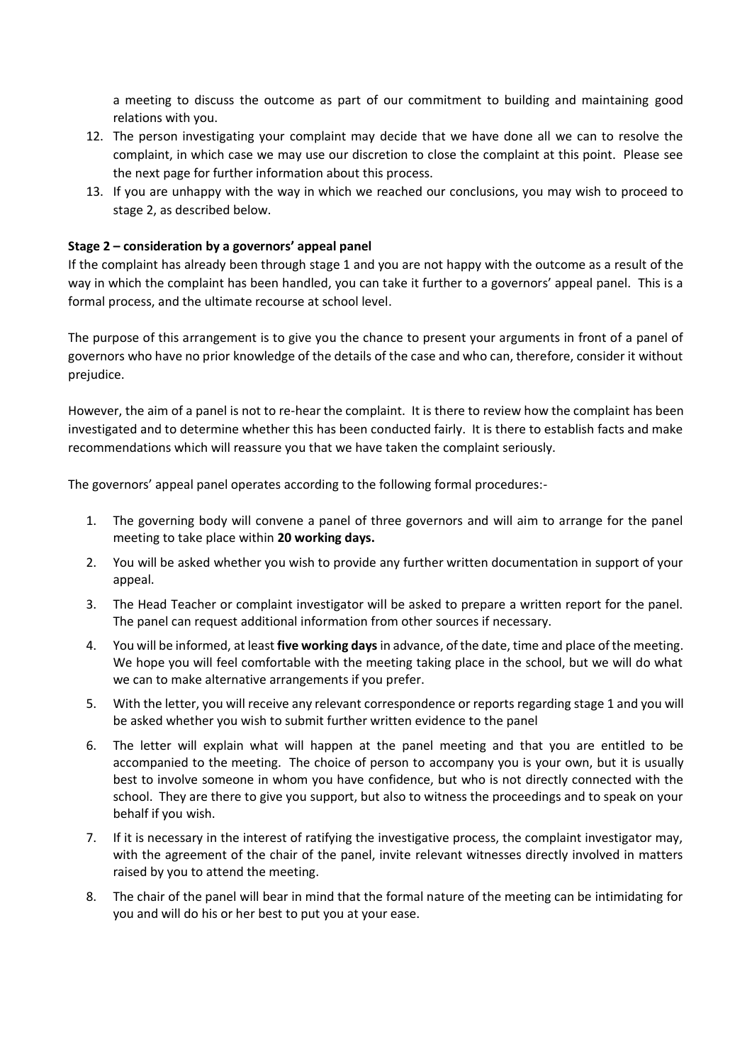a meeting to discuss the outcome as part of our commitment to building and maintaining good relations with you.

12. The person investigating your complaint may decide that we have done all we can to resolve the complaint, in which case we may use our discretion to close the complaint at this point. Please see the next page for further information about this process.
13. If you are unhappy with the way in which we reached our conclusions, you may wish to proceed to stage 2, as described below.

**Stage 2 – consideration by a governors' appeal panel**

If the complaint has already been through stage 1 and you are not happy with the outcome as a result of the way in which the complaint has been handled, you can take it further to a governors' appeal panel. This is a formal process, and the ultimate recourse at school level.

The purpose of this arrangement is to give you the chance to present your arguments in front of a panel of governors who have no prior knowledge of the details of the case and who can, therefore, consider it without prejudice.

However, the aim of a panel is not to re-hear the complaint. It is there to review how the complaint has been investigated and to determine whether this has been conducted fairly. It is there to establish facts and make recommendations which will reassure you that we have taken the complaint seriously.

The governors' appeal panel operates according to the following formal procedures:-

1. The governing body will convene a panel of three governors and will aim to arrange for the panel meeting to take place within **20 working days.**
2. You will be asked whether you wish to provide any further written documentation in support of your appeal.
3. The Head Teacher or complaint investigator will be asked to prepare a written report for the panel. The panel can request additional information from other sources if necessary.
4. You will be informed, at least **five working days** in advance, of the date, time and place of the meeting. We hope you will feel comfortable with the meeting taking place in the school, but we will do what we can to make alternative arrangements if you prefer.
5. With the letter, you will receive any relevant correspondence or reports regarding stage 1 and you will be asked whether you wish to submit further written evidence to the panel
6. The letter will explain what will happen at the panel meeting and that you are entitled to be accompanied to the meeting. The choice of person to accompany you is your own, but it is usually best to involve someone in whom you have confidence, but who is not directly connected with the school. They are there to give you support, but also to witness the proceedings and to speak on your behalf if you wish.
7. If it is necessary in the interest of ratifying the investigative process, the complaint investigator may, with the agreement of the chair of the panel, invite relevant witnesses directly involved in matters raised by you to attend the meeting.
8. The chair of the panel will bear in mind that the formal nature of the meeting can be intimidating for you and will do his or her best to put you at your ease.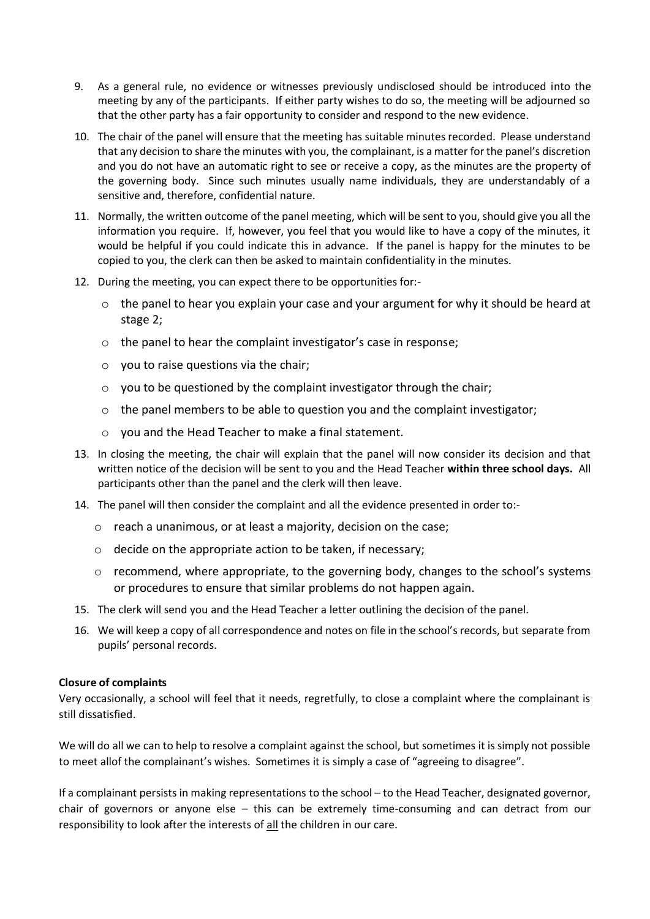9. As a general rule, no evidence or witnesses previously undisclosed should be introduced into the meeting by any of the participants. If either party wishes to do so, the meeting will be adjourned so that the other party has a fair opportunity to consider and respond to the new evidence.

10. The chair of the panel will ensure that the meeting has suitable minutes recorded. Please understand that any decision to share the minutes with you, the complainant, is a matter for the panel's discretion and you do not have an automatic right to see or receive a copy, as the minutes are the property of the governing body. Since such minutes usually name individuals, they are understandably of a sensitive and, therefore, confidential nature.

11. Normally, the written outcome of the panel meeting, which will be sent to you, should give you all the information you require. If, however, you feel that you would like to have a copy of the minutes, it would be helpful if you could indicate this in advance. If the panel is happy for the minutes to be copied to you, the clerk can then be asked to maintain confidentiality in the minutes.

12. During the meeting, you can expect there to be opportunities for:-
    - the panel to hear you explain your case and your argument for why it should be heard at stage 2;
    - the panel to hear the complaint investigator's case in response;
    - you to raise questions via the chair;
    - you to be questioned by the complaint investigator through the chair;
    - the panel members to be able to question you and the complaint investigator;
    - you and the Head Teacher to make a final statement.

13. In closing the meeting, the chair will explain that the panel will now consider its decision and that written notice of the decision will be sent to you and the Head Teacher **within three school days.** All participants other than the panel and the clerk will then leave.

14. The panel will then consider the complaint and all the evidence presented in order to:-
    - reach a unanimous, or at least a majority, decision on the case;
    - decide on the appropriate action to be taken, if necessary;
    - recommend, where appropriate, to the governing body, changes to the school's systems or procedures to ensure that similar problems do not happen again.

15. The clerk will send you and the Head Teacher a letter outlining the decision of the panel.

16. We will keep a copy of all correspondence and notes on file in the school's records, but separate from pupils' personal records.

**Closure of complaints**

Very occasionally, a school will feel that it needs, regretfully, to close a complaint where the complainant is still dissatisfied.

We will do all we can to help to resolve a complaint against the school, but sometimes it is simply not possible to meet allof the complainant's wishes. Sometimes it is simply a case of "agreeing to disagree".

If a complainant persists in making representations to the school – to the Head Teacher, designated governor, chair of governors or anyone else – this can be extremely time-consuming and can detract from our responsibility to look after the interests of <u>all</u> the children in our care.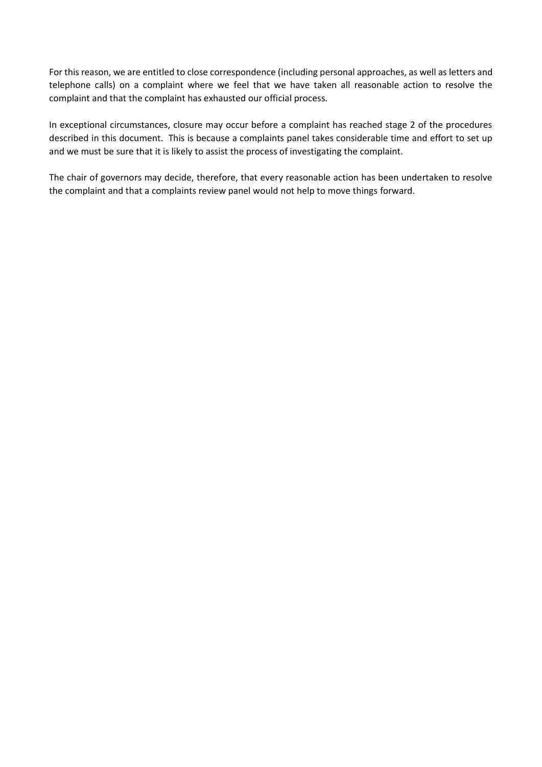For this reason, we are entitled to close correspondence (including personal approaches, as well as letters and telephone calls) on a complaint where we feel that we have taken all reasonable action to resolve the complaint and that the complaint has exhausted our official process.

In exceptional circumstances, closure may occur before a complaint has reached stage 2 of the procedures described in this document. This is because a complaints panel takes considerable time and effort to set up and we must be sure that it is likely to assist the process of investigating the complaint.

The chair of governors may decide, therefore, that every reasonable action has been undertaken to resolve the complaint and that a complaints review panel would not help to move things forward.